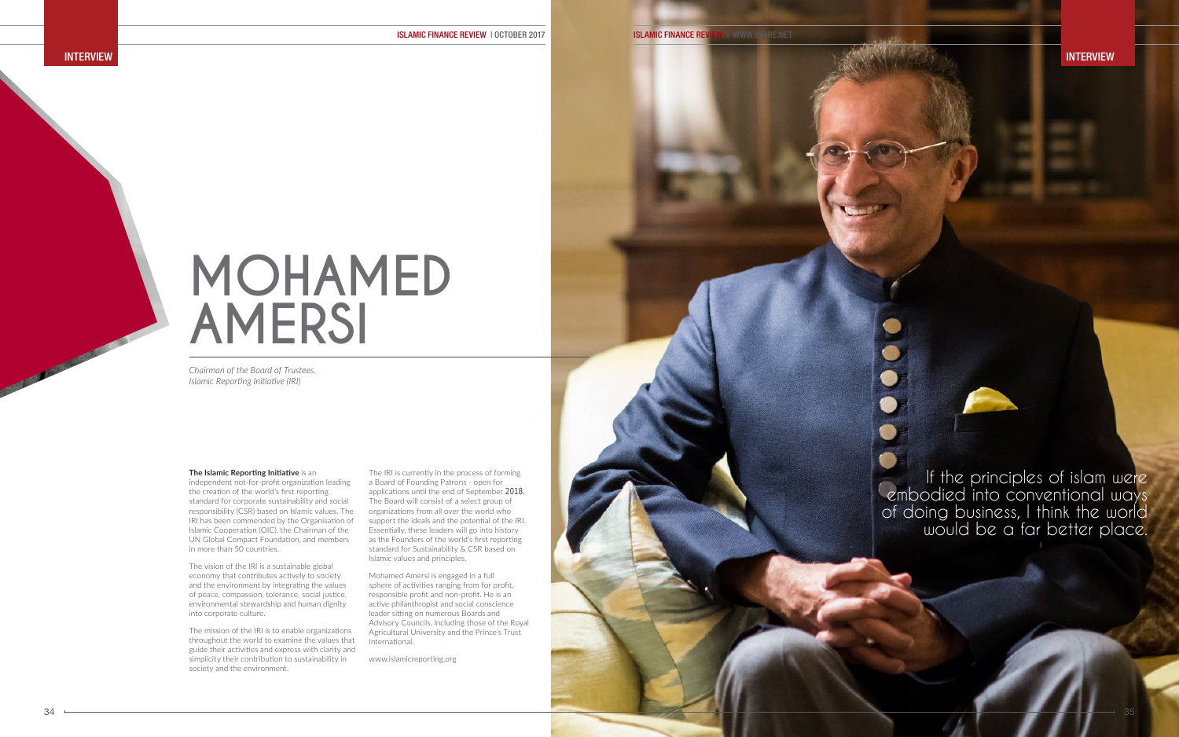# MOHAMED AMERSI

*Chairman of the Board of Trustees, Islamic Reporting Initiative (IRI)*

**The Islamic Reporting Initiative** is an independent not-for-profit organization leading the creation of the world's first reporting standard for corporate sustainability and social responsibility (CSR) based on Islamic values. The IRI has been commended by the Organisation of Islamic Cooperation (OIC), the Chairman of the UN Global Compact Foundation, and members in more than 50 countries.

The vision of the IRI is a sustainable global economy that contributes actively to society and the environment by integrating the values of peace, compassion, tolerance, social justice, environmental stewardship and human dignity into corporate culture.

The mission of the IRI is to enable organizations throughout the world to examine the values that guide their activities and express with clarity and simplicity their contribution to sustainability in society and the environment.

The IRI is currently in the process of forming a Board of Founding Patrons - open for applications until the end of September 2018. The Board will consist of a select group of organizations from all over the world who support the ideals and the potential of the IRI. Essentially, these leaders will go into history as the Founders of the world's first reporting standard for Sustainability & CSR based on Islamic values and principles.

Mohamed Amersi is engaged in a full sphere of activities ranging from for profit, responsible profit and non-profit. He is an active philanthropist and social conscience leader sitting on numerous Boards and Advisory Councils, including those of the Royal Agricultural University and the Prince's Trust International.

www.islamicreporting.org

> If the principles of islam were embodied into conventional ways of doing business, I think the world would be a far better place.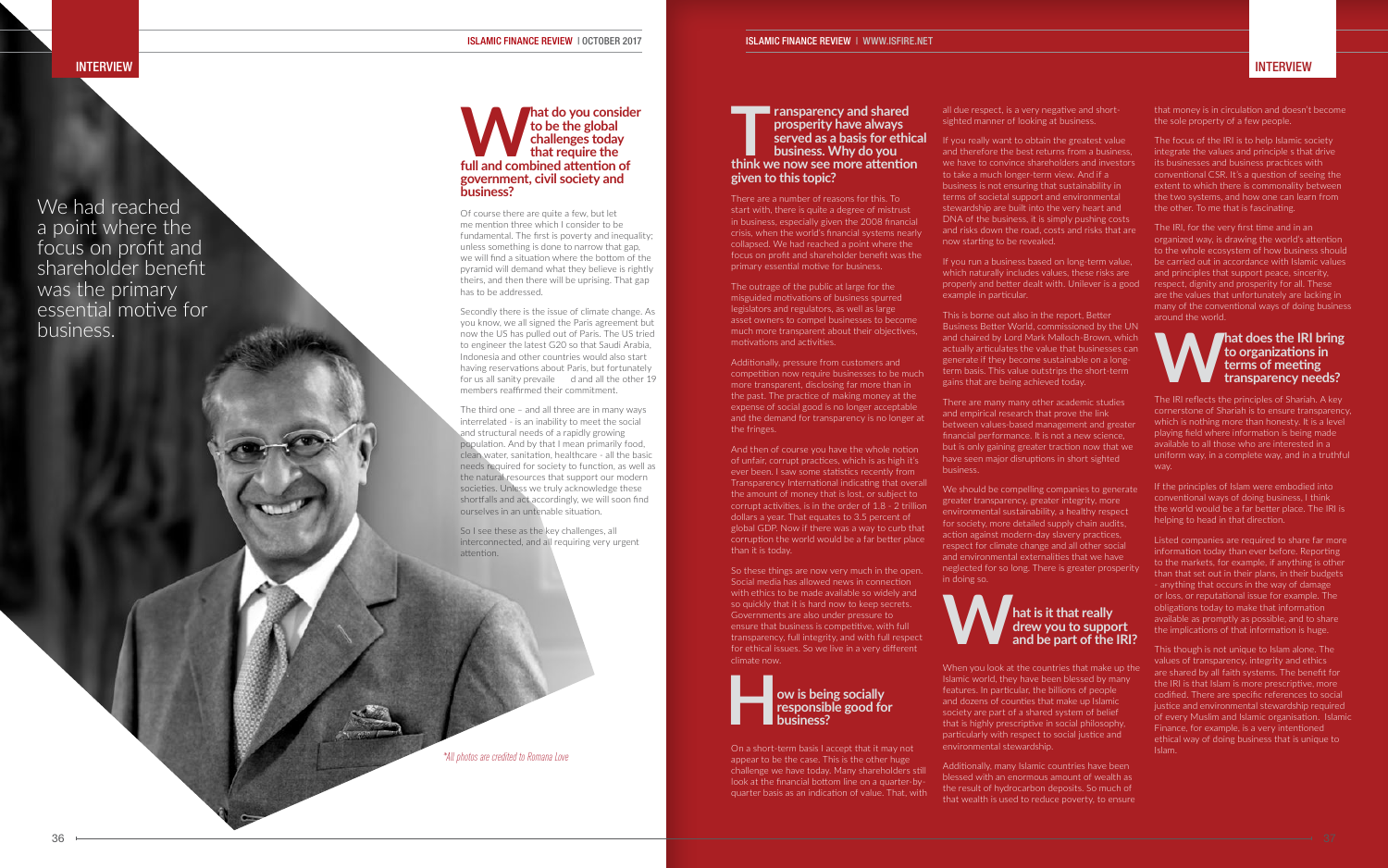We had reached a point where the focus on profit and shareholder benefit was the primary essential motive for business.

## What do you consider to be the global challenges today that require the full and combined attention of government, civil society and business?

Of course there are quite a few, but let me mention three which I consider to be fundamental. The first is poverty and inequality; unless something is done to narrow that gap, we will find a situation where the bottom of the pyramid will demand what they believe is rightly theirs, and then there will be uprising. That gap has to be addressed.

Secondly there is the issue of climate change. As you know, we all signed the Paris agreement but now the US has pulled out of Paris. The US tried to engineer the latest G20 so that Saudi Arabia, Indonesia and other countries would also start having reservations about Paris, but fortunately for us all sanity prevailed and all the other 19 members reaffirmed their commitment.

The third one – and all three are in many ways interrelated - is an inability to meet the social and structural needs of a rapidly growing population. And by that I mean primarily food, clean water, sanitation, healthcare - all the basic needs required for society to function, as well as the natural resources that support our modern societies. Unless we truly acknowledge these shortfalls and act accordingly, we will soon find ourselves in an untenable situation.

So I see these as the key challenges, all interconnected, and all requiring very urgent attention.

*All photos are credited to Romana Love*

## Transparency and shared prosperity have always served as a basis for ethical business. Why do you think we now see more attention given to this topic?

There are a number of reasons for this. To start with, there is quite a degree of mistrust in business, especially given the 2008 financial crisis, when the world's financial systems nearly collapsed. We had reached a point where the focus on profit and shareholder benefit was the primary essential motive for business.

The outrage of the public at large for the misguided motivations of business spurred legislators and regulators, as well as large asset owners to compel businesses to become much more transparent about their objectives, motivations and activities.

Additionally, pressure from customers and competition now require businesses to be much more transparent, disclosing far more than in the past. The practice of making money at the expense of social good is no longer acceptable and the demand for transparency is no longer at the fringes.

And then of course you have the whole notion of unfair, corrupt practices, which is as high it's ever been. I saw some statistics recently from Transparency International indicating that overall the amount of money that is lost, or subject to corrupt activities, is in the order of 1.8 - 2 trillion dollars a year. That equates to 3.5 percent of global GDP. Now if there was a way to curb that corruption the world would be a far better place than it is today.

So these things are now very much in the open. Social media has allowed news in connection with ethics to be made available so widely and so quickly that it is hard now to keep secrets. Governments are also under pressure to ensure that business is competitive, with full transparency, full integrity, and with full respect for ethical issues. So we live in a very different climate now.

## How is being socially responsible good for business?

On a short-term basis I accept that it may not appear to be the case. This is the other huge challenge we have today. Many shareholders still look at the financial bottom line on a quarter-by-quarter basis as an indication of value. That, with all due respect, is a very negative and short-sighted manner of looking at business.

If you really want to obtain the greatest value and therefore the best returns from a business, we have to convince shareholders and investors to take a much longer-term view. And if a business is not ensuring that sustainability in terms of societal support and environmental stewardship are built into the very heart and DNA of the business, it is simply pushing costs and risks down the road, costs and risks that are now starting to be revealed.

If you run a business based on long-term value, which naturally includes values, these risks are properly and better dealt with. Unilever is a good example in particular.

This is borne out also in the report, Better Business Better World, commissioned by the UN and chaired by Lord Mark Malloch-Brown, which actually articulates the value that businesses can generate if they become sustainable on a long-term basis. This value outstrips the short-term gains that are being achieved today.

There are many many other academic studies and empirical research that prove the link between values-based management and greater financial performance. It is not a new science, but is only gaining greater traction now that we have seen major disruptions in short sighted business.

We should be compelling companies to generate greater transparency, greater integrity, more environmental sustainability, a healthy respect for society, more detailed supply chain audits, action against modern-day slavery practices, respect for climate change and all other social and environmental externalities that we have neglected for so long. There is greater prosperity in doing so.

## What is it that really drew you to support and be part of the IRI?

When you look at the countries that make up the Islamic world, they have been blessed by many features. In particular, the billions of people and dozens of counties that make up Islamic society are part of a shared system of belief that is highly prescriptive in social philosophy, particularly with respect to social justice and environmental stewardship.

Additionally, many Islamic countries have been blessed with an enormous amount of wealth as the result of hydrocarbon deposits. So much of that wealth is used to reduce poverty, to ensure that money is in circulation and doesn't become the sole property of a few people.

The focus of the IRI is to help Islamic society integrate the values and principle s that drive its businesses and business practices with conventional CSR. It's a question of seeing the extent to which there is commonality between the two systems, and how one can learn from the other. To me that is fascinating.

The IRI, for the very first time and in an organized way, is drawing the world's attention to the whole ecosystem of how business should be carried out in accordance with Islamic values and principles that support peace, sincerity, respect, dignity and prosperity for all. These are the values that unfortunately are lacking in many of the conventional ways of doing business around the world.

## What does the IRI bring to organizations in terms of meeting transparency needs?

The IRI reflects the principles of Shariah. A key cornerstone of Shariah is to ensure transparency, which is nothing more than honesty. It is a level playing field where information is being made available to all those who are interested in a uniform way, in a complete way, and in a truthful way.

If the principles of Islam were embodied into conventional ways of doing business, I think the world would be a far better place. The IRI is helping to head in that direction.

Listed companies are required to share far more information today than ever before. Reporting to the markets, for example, if anything is other than that set out in their plans, in their budgets - anything that occurs in the way of damage or loss, or reputational issue for example. The obligations today to make that information available as promptly as possible, and to share the implications of that information is huge.

This though is not unique to Islam alone. The values of transparency, integrity and ethics are shared by all faith systems. The benefit for the IRI is that Islam is more prescriptive, more codified. There are specific references to social justice and environmental stewardship required of every Muslim and Islamic organisation. Islamic Finance, for example, is a very intentioned ethical way of doing business that is unique to Islam.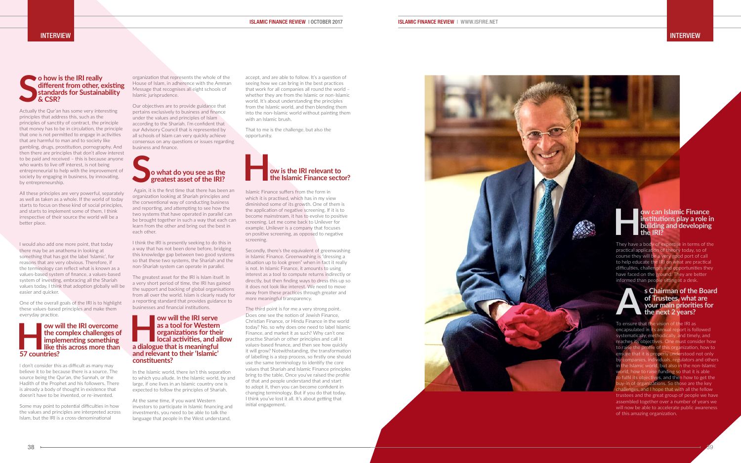## So how is the IRI really different from other, existing standards for Sustainability & CSR?

Actually the Qur'an has some very interesting principles that address this, such as the principles of sanctity of contract, the principle that money has to be in circulation, the principle that one is not permitted to engage in activities that are harmful to man and to society like gambling, drugs, prostitution, pornography. And then there are principles that don't allow interest to be paid and received – this is because anyone who wants to live off interest, is not being entrepreneurial to help with the improvement of society by engaging in business, by innovating, by entrepreneurship.

All these principles are very powerful, separately as well as taken as a whole. If the world of today starts to focus on these kind of social principles, and starts to implement some of them, I think irrespective of their source the world will be a better place.

I would also add one more point, that today there may be an anathema in looking at something that has got the label 'Islamic', for reasons that are very obvious. Therefore, if the terminology can reflect what is known as a values-based system of finance, a values-based system of investing, embracing all the Shariah values today, I think that adoption globally will be easier and quicker.

One of the overall goals of the IRI is to highlight these values-based principles and make them everyday practice.

## How will the IRI overcome the complex challenges of implementing something like this across more than 57 countries?

I don't consider this as difficult as many may believe it to be because there is a source. The source being the Qur'an, the Sunnah, or the Hadith of the Prophet and his followers. There is already a body of thought in existence that doesn't have to be invented, or re-invented.

Some may point to potential difficulties in how the values and principles are interpreted across Islam, but the IRI is a cross-denominational organization that represents the whole of the House of Islam, in adherence with the Amman Message that recognises all eight schools of Islamic jurisprudence.

Our objectives are to provide guidance that pertains exclusively to business and finance under the values and principles of Islam according to the Shariah. I'm confident that our Advisory Council that is represented by all schools of Islam can very quickly achieve consensus on any questions or issues regarding business and finance.

## So what do you see as the greatest asset of the IRI?

Again, it is the first time that there has been an organization looking at Shariah principles and the conventional way of conducting business and reporting, and attempting to see how the two systems that have operated in parallel can be brought together in such a way that each can learn from the other and bring out the best in each other.

I think the IRI is presently seeking to do this in a way that has not been done before, bridging this knowledge gap between two good systems so that these two systems, the Shariah and the non-Shariah system can operate in parallel.

The greatest asset for the IRI is Islam itself. In a very short period of time, the IRI has gained the support and backing of global organisations from all over the world. Islam is clearly ready for a reporting standard that provides guidance to businesses and financial institutions.

## How will the IRI serve as a tool for Western organizations for their local activities, and allow a dialogue that is meaningful and relevant to their 'Islamic' constituents?

In the Islamic world, there isn't this separation to which you allude. In the Islamic world, by and large, if one lives in an Islamic country one is expected to follow the principles of Shariah.

At the same time, if you want Western investors to participate in Islamic financing and investments, you need to be able to talk the language that people in the West understand, accept, and are able to follow. It's a question of seeing how we can bring in the best practices that work for all companies all round the world – whether they are from the Islamic or non-Islamic world. It's about understanding the principles from the Islamic world, and then blending them into the non-Islamic world without painting them with an Islamic brush.

That to me is the challenge, but also the opportunity.

## How is the IRI relevant to the Islamic Finance sector?

Islamic Finance suffers from the form in which it is practised, which has in my view diminished some of its growth. One of them is the application of negative screening. If it is to become mainstream, it has to evolve to positive screening. Let me come back to Unilever for example. Unilever is a company that focuses on positive screening, as opposed to negative screening.

Secondly, there's the equivalent of greenwashing in Islamic Finance. Greenwashing is "dressing a situation up to look green" when in fact it really is not. In Islamic Finance, it amounts to using interest as a tool to compute returns indirectly or directly, but then finding ways to dress this up so it does not look like interest. We need to move away from these practices through greater and more meaningful transparency.

The third point is for me a very strong point. Does one see the notion of Jewish Finance, Christian Finance, or Hindu Finance in the world today? No, so why does one need to label Islamic Finance, and market it as such? Why can't one practise Shariah or other principles and call it values-based finance, and then see how quickly it will grow? Notwithstanding, the transformation of labelling is a step process, so firstly one should use the same terminology to identify the core values that Shariah and Islamic Finance principles bring to the table. Once you've raised the profile of that and people understand that and start to adopt it, then you can become confident in changing terminology. But if you do that today, I think you've lost it all. It's about getting that initial engagement.

## How can Islamic Finance institutions play a role in building and developing the IRI?

They have a body of expertise in terms of the practical application of theory today, so of course they will be a very good port of call to help educate the IRI on what are practical difficulties, challenges and opportunities they have faced on the ground. They are better informed than people sitting at a desk.

## As Chairman of the Board of Trustees, what are your main priorities for the next 2 years?

To ensure that the vision of the IRI as encapsulated in its annual report is followed systematically, methodically, and timely, and reaches its objectives. One must consider how to raise the profile of this organization, how to ensure that it is properly understood not only by companies, individuals, regulators and others in the Islamic world, but also in the non-Islamic world, how to raise funding so that it is able to fulfil its objectives, and then how to get the buy-in of organizations. So those are the key challenges, and I hope that with all the fellow trustees and the great group of people we have assembled together over a number of years we will now be able to accelerate public awareness of this amazing organization.